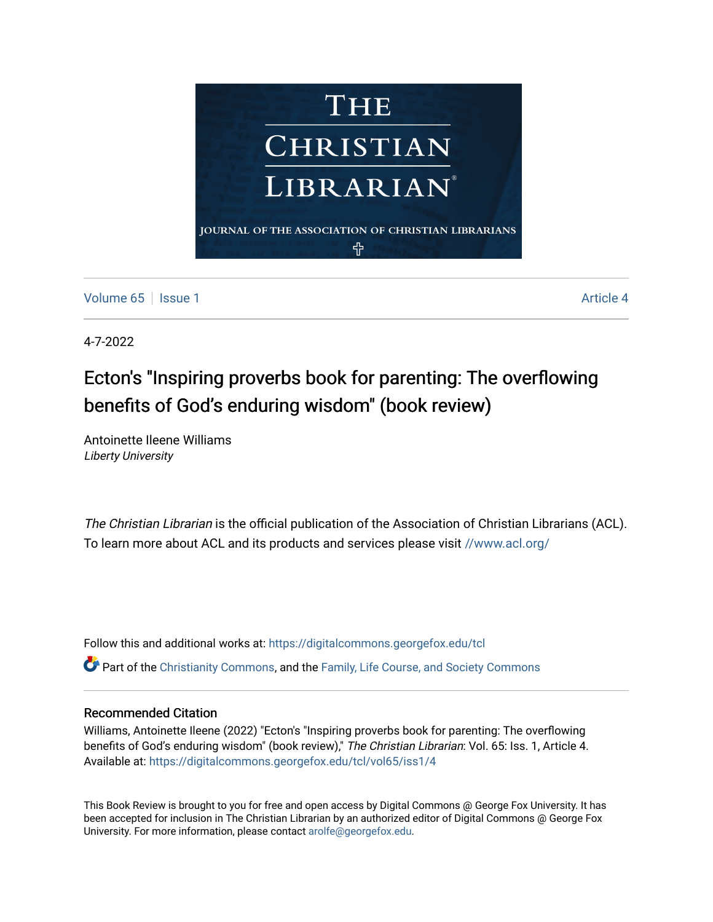# THE CHRISTIAN LIBRARIAN

JOURNAL OF THE ASSOCIATION OF CHRISTIAN LIBRARIANS

Volume 65 | Issue 1 | Article 4

4-7-2022

## Ecton's "Inspiring proverbs book for parenting: The overflowing benefits of God's enduring wisdom" (book review)

Antoinette Ileene Williams
*Liberty University*

*The Christian Librarian* is the official publication of the Association of Christian Librarians (ACL). To learn more about ACL and its products and services please visit //www.acl.org/

Follow this and additional works at: https://digitalcommons.georgefox.edu/tcl

Part of the Christianity Commons, and the Family, Life Course, and Society Commons

### Recommended Citation

Williams, Antoinette Ileene (2022) "Ecton's "Inspiring proverbs book for parenting: The overflowing benefits of God's enduring wisdom" (book review)," *The Christian Librarian*: Vol. 65: Iss. 1, Article 4.
Available at: https://digitalcommons.georgefox.edu/tcl/vol65/iss1/4

This Book Review is brought to you for free and open access by Digital Commons @ George Fox University. It has been accepted for inclusion in The Christian Librarian by an authorized editor of Digital Commons @ George Fox University. For more information, please contact arolfe@georgefox.edu.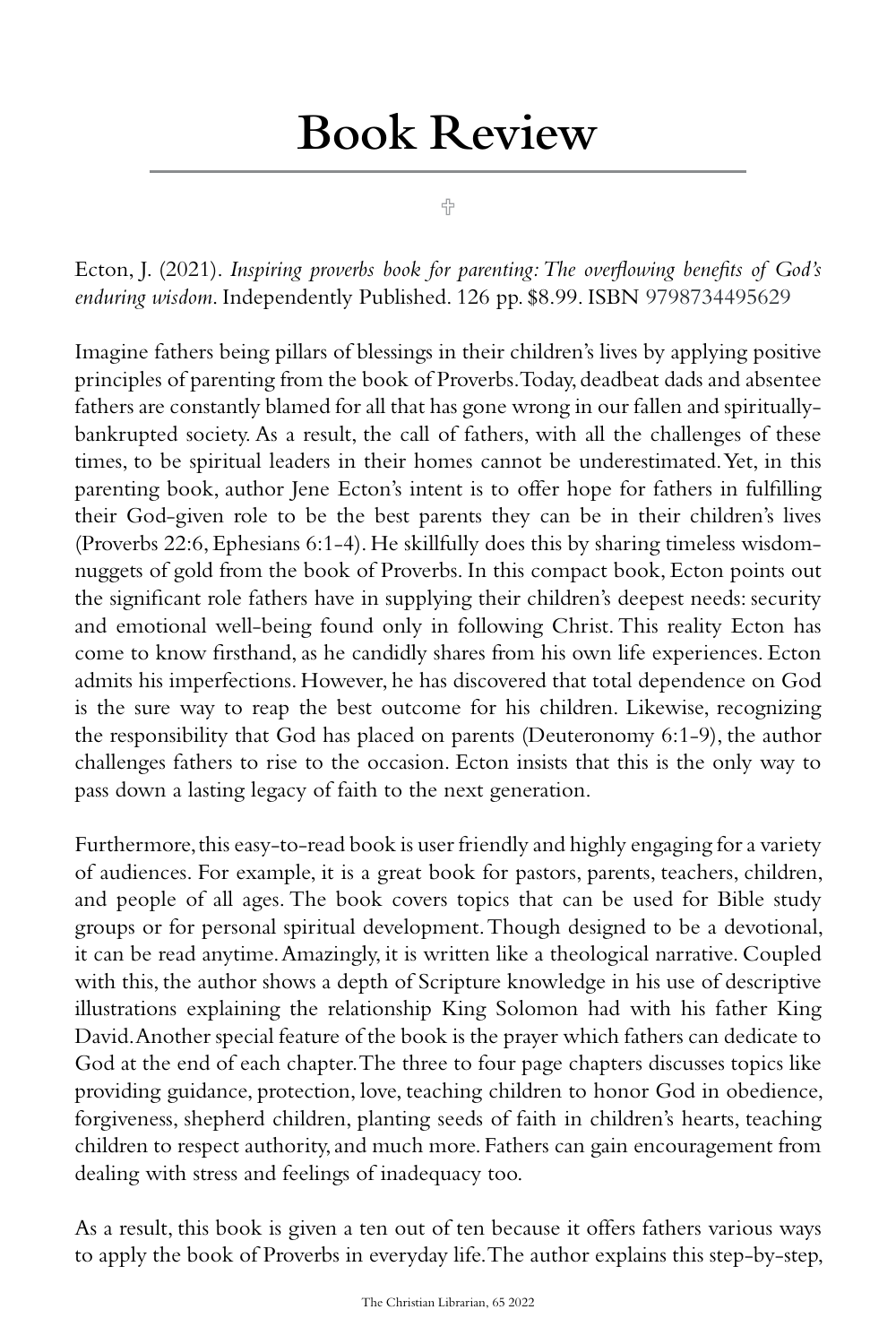# Book Review

♱

Ecton, J. (2021). *Inspiring proverbs book for parenting: The overflowing benefits of God's enduring wisdom*. Independently Published. 126 pp. $8.99. ISBN 9798734495629

Imagine fathers being pillars of blessings in their children's lives by applying positive principles of parenting from the book of Proverbs. Today, deadbeat dads and absentee fathers are constantly blamed for all that has gone wrong in our fallen and spiritually-bankrupted society. As a result, the call of fathers, with all the challenges of these times, to be spiritual leaders in their homes cannot be underestimated. Yet, in this parenting book, author Jene Ecton's intent is to offer hope for fathers in fulfilling their God-given role to be the best parents they can be in their children's lives (Proverbs 22:6, Ephesians 6:1-4). He skillfully does this by sharing timeless wisdom-nuggets of gold from the book of Proverbs. In this compact book, Ecton points out the significant role fathers have in supplying their children's deepest needs: security and emotional well-being found only in following Christ. This reality Ecton has come to know firsthand, as he candidly shares from his own life experiences. Ecton admits his imperfections. However, he has discovered that total dependence on God is the sure way to reap the best outcome for his children. Likewise, recognizing the responsibility that God has placed on parents (Deuteronomy 6:1-9), the author challenges fathers to rise to the occasion. Ecton insists that this is the only way to pass down a lasting legacy of faith to the next generation.

Furthermore, this easy-to-read book is user friendly and highly engaging for a variety of audiences. For example, it is a great book for pastors, parents, teachers, children, and people of all ages. The book covers topics that can be used for Bible study groups or for personal spiritual development. Though designed to be a devotional, it can be read anytime. Amazingly, it is written like a theological narrative. Coupled with this, the author shows a depth of Scripture knowledge in his use of descriptive illustrations explaining the relationship King Solomon had with his father King David. Another special feature of the book is the prayer which fathers can dedicate to God at the end of each chapter. The three to four page chapters discusses topics like providing guidance, protection, love, teaching children to honor God in obedience, forgiveness, shepherd children, planting seeds of faith in children's hearts, teaching children to respect authority, and much more. Fathers can gain encouragement from dealing with stress and feelings of inadequacy too.

As a result, this book is given a ten out of ten because it offers fathers various ways to apply the book of Proverbs in everyday life. The author explains this step-by-step,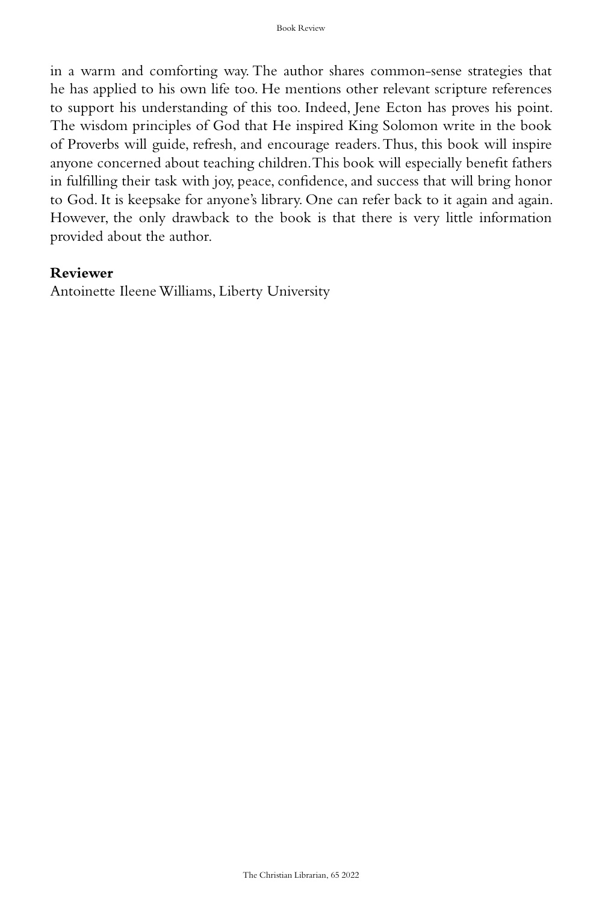in a warm and comforting way. The author shares common-sense strategies that he has applied to his own life too. He mentions other relevant scripture references to support his understanding of this too. Indeed, Jene Ecton has proves his point. The wisdom principles of God that He inspired King Solomon write in the book of Proverbs will guide, refresh, and encourage readers. Thus, this book will inspire anyone concerned about teaching children. This book will especially benefit fathers in fulfilling their task with joy, peace, confidence, and success that will bring honor to God. It is keepsake for anyone's library. One can refer back to it again and again. However, the only drawback to the book is that there is very little information provided about the author.

**Reviewer**

Antoinette Ileene Williams, Liberty University